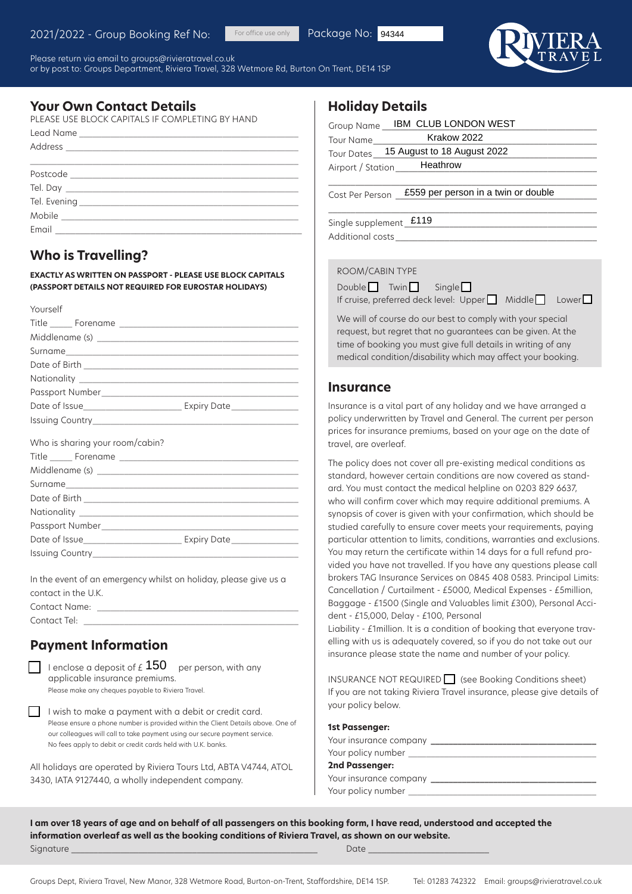2021/2022 - Group Booking Ref No: For office use only Package No: 94344

RIVIERA TRAVEL

Please return via email to groups@rivieratravel.co.uk
or by post to: Groups Department, Riviera Travel, 328 Wetmore Rd, Burton On Trent, DE14 1SP

## Your Own Contact Details

PLEASE USE BLOCK CAPITALS IF COMPLETING BY HAND

Lead Name ______________________

Address ______________________

______________________

Postcode ______________________

Tel. Day ______________________

Tel. Evening ______________________

Mobile ______________________

Email ______________________

## Who is Travelling?

**EXACTLY AS WRITTEN ON PASSPORT - PLEASE USE BLOCK CAPITALS (PASSPORT DETAILS NOT REQUIRED FOR EUROSTAR HOLIDAYS)**

Yourself

Title _____ Forename ______________________

Middlename (s) ______________________

Surname ______________________

Date of Birth ______________________

Nationality ______________________

Passport Number ______________________

Date of Issue ____________ Expiry Date ____________

Issuing Country ______________________

Who is sharing your room/cabin?

Title _____ Forename ______________________

Middlename (s) ______________________

Surname ______________________

Date of Birth ______________________

Nationality ______________________

Passport Number ______________________

Date of Issue ____________ Expiry Date ____________

Issuing Country ______________________

In the event of an emergency whilst on holiday, please give us a contact in the U.K.

Contact Name: ______________________

Contact Tel: ______________________

## Payment Information

☐ I enclose a deposit of £ 150 per person, with any applicable insurance premiums.
Please make any cheques payable to Riviera Travel.

☐ I wish to make a payment with a debit or credit card.
Please ensure a phone number is provided within the Client Details above. One of our colleagues will call to take payment using our secure payment service. No fees apply to debit or credit cards held with U.K. banks.

All holidays are operated by Riviera Tours Ltd, ABTA V4744, ATOL 3430, IATA 9127440, a wholly independent company.

## Holiday Details

Group Name: IBM CLUB LONDON WEST

Tour Name: Krakow 2022

Tour Dates: 15 August to 18 August 2022

Airport / Station: Heathrow

Cost Per Person: £559 per person in a twin or double

Single supplement: £119

Additional costs ______________________

ROOM/CABIN TYPE

Double ☐ Twin ☐ Single ☐

If cruise, preferred deck level: Upper ☐ Middle ☐ Lower ☐

We will of course do our best to comply with your special request, but regret that no guarantees can be given. At the time of booking you must give full details in writing of any medical condition/disability which may affect your booking.

## Insurance

Insurance is a vital part of any holiday and we have arranged a policy underwritten by Travel and General. The current per person prices for insurance premiums, based on your age on the date of travel, are overleaf.

The policy does not cover all pre-existing medical conditions as standard, however certain conditions are now covered as standard. You must contact the medical helpline on 0203 829 6637, who will confirm cover which may require additional premiums. A synopsis of cover is given with your confirmation, which should be studied carefully to ensure cover meets your requirements, paying particular attention to limits, conditions, warranties and exclusions. You may return the certificate within 14 days for a full refund provided you have not travelled. If you have any questions please call brokers TAG Insurance Services on 0845 408 0583. Principal Limits: Cancellation / Curtailment - £5000, Medical Expenses - £5million, Baggage - £1500 (Single and Valuables limit £300), Personal Accident - £15,000, Delay - £100, Personal Liability - £1million. It is a condition of booking that everyone travelling with us is adequately covered, so if you do not take out our insurance please state the name and number of your policy.

INSURANCE NOT REQUIRED ☐ (see Booking Conditions sheet)
If you are not taking Riviera Travel insurance, please give details of your policy below.

**1st Passenger:**

Your insurance company ______________________

Your policy number ______________________

**2nd Passenger:**

Your insurance company ______________________

Your policy number ______________________

**I am over 18 years of age and on behalf of all passengers on this booking form, I have read, understood and accepted the information overleaf as well as the booking conditions of Riviera Travel, as shown on our website.**

Signature ______________________ Date ______________

Groups Dept, Riviera Travel, New Manor, 328 Wetmore Road, Burton-on-Trent, Staffordshire, DE14 1SP. Tel: 01283 742322 Email: groups@rivieratravel.co.uk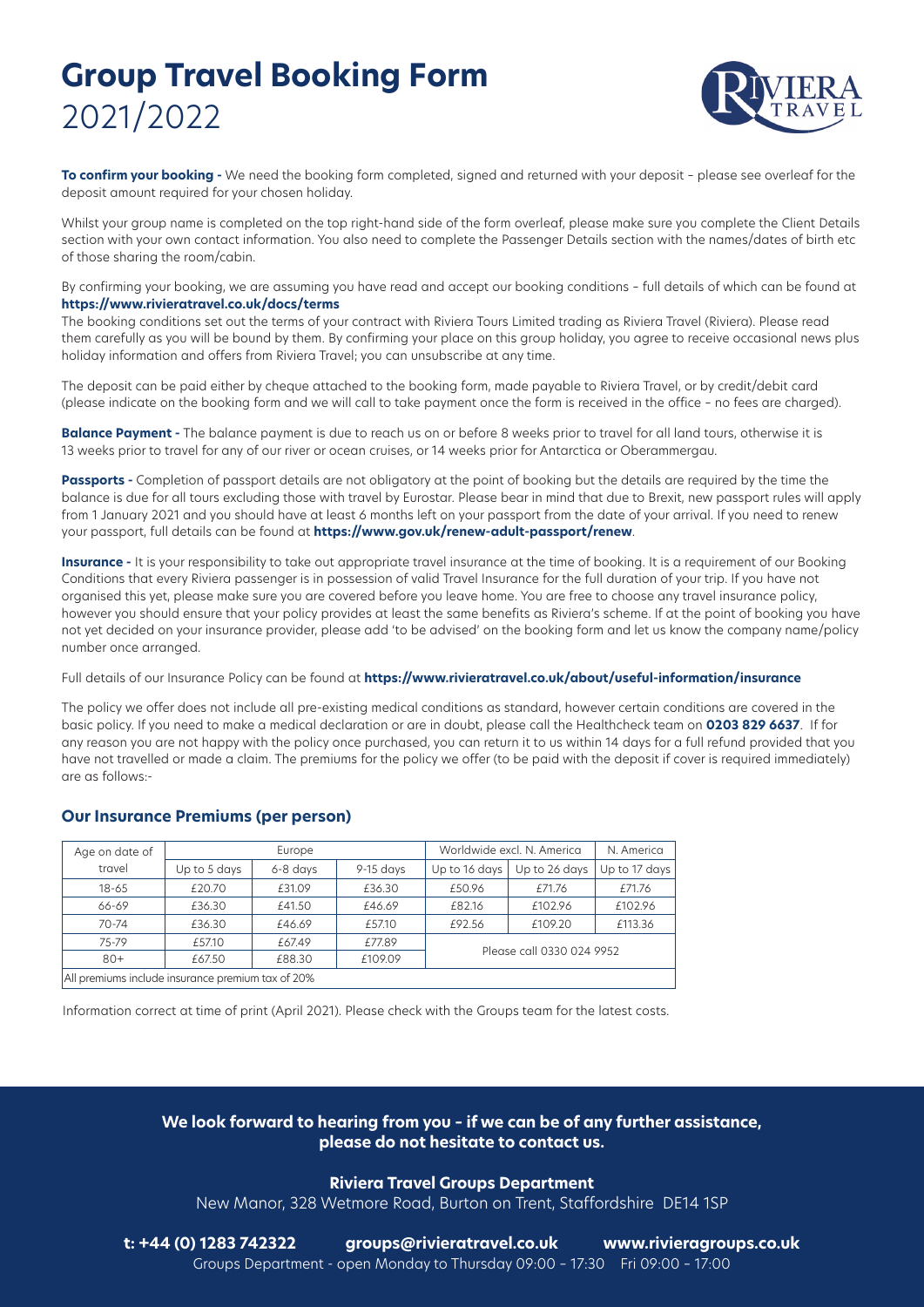# Group Travel Booking Form
2021/2022

**To confirm your booking -** We need the booking form completed, signed and returned with your deposit – please see overleaf for the deposit amount required for your chosen holiday.

Whilst your group name is completed on the top right-hand side of the form overleaf, please make sure you complete the Client Details section with your own contact information. You also need to complete the Passenger Details section with the names/dates of birth etc of those sharing the room/cabin.

By confirming your booking, we are assuming you have read and accept our booking conditions – full details of which can be found at **https://www.rivieratravel.co.uk/docs/terms**
The booking conditions set out the terms of your contract with Riviera Tours Limited trading as Riviera Travel (Riviera). Please read them carefully as you will be bound by them. By confirming your place on this group holiday, you agree to receive occasional news plus holiday information and offers from Riviera Travel; you can unsubscribe at any time.

The deposit can be paid either by cheque attached to the booking form, made payable to Riviera Travel, or by credit/debit card (please indicate on the booking form and we will call to take payment once the form is received in the office – no fees are charged).

**Balance Payment -** The balance payment is due to reach us on or before 8 weeks prior to travel for all land tours, otherwise it is 13 weeks prior to travel for any of our river or ocean cruises, or 14 weeks prior for Antarctica or Oberammergau.

**Passports -** Completion of passport details are not obligatory at the point of booking but the details are required by the time the balance is due for all tours excluding those with travel by Eurostar. Please bear in mind that due to Brexit, new passport rules will apply from 1 January 2021 and you should have at least 6 months left on your passport from the date of your arrival. If you need to renew your passport, full details can be found at **https://www.gov.uk/renew-adult-passport/renew**.

**Insurance -** It is your responsibility to take out appropriate travel insurance at the time of booking. It is a requirement of our Booking Conditions that every Riviera passenger is in possession of valid Travel Insurance for the full duration of your trip. If you have not organised this yet, please make sure you are covered before you leave home. You are free to choose any travel insurance policy, however you should ensure that your policy provides at least the same benefits as Riviera's scheme. If at the point of booking you have not yet decided on your insurance provider, please add 'to be advised' on the booking form and let us know the company name/policy number once arranged.

Full details of our Insurance Policy can be found at **https://www.rivieratravel.co.uk/about/useful-information/insurance**

The policy we offer does not include all pre-existing medical conditions as standard, however certain conditions are covered in the basic policy. If you need to make a medical declaration or are in doubt, please call the Healthcheck team on **0203 829 6637**. If for any reason you are not happy with the policy once purchased, you can return it to us within 14 days for a full refund provided that you have not travelled or made a claim. The premiums for the policy we offer (to be paid with the deposit if cover is required immediately) are as follows:-

## Our Insurance Premiums (per person)

| Age on date of travel | Europe | | | Worldwide excl. N. America | | N. America |
|---|---|---|---|---|---|---|
| | Up to 5 days | 6-8 days | 9-15 days | Up to 16 days | Up to 26 days | Up to 17 days |
| 18-65 | £20.70 | £31.09 | £36.30 | £50.96 | £71.76 | £71.76 |
| 66-69 | £36.30 | £41.50 | £46.69 | £82.16 | £102.96 | £102.96 |
| 70-74 | £36.30 | £46.69 | £57.10 | £92.56 | £109.20 | £113.36 |
| 75-79 | £57.10 | £67.49 | £77.89 | Please call 0330 024 9952 | | |
| 80+ | £67.50 | £88.30 | £109.09 | | | |
| All premiums include insurance premium tax of 20% | | | | | | |

Information correct at time of print (April 2021). Please check with the Groups team for the latest costs.

**We look forward to hearing from you - if we can be of any further assistance, please do not hesitate to contact us.**

**Riviera Travel Groups Department**
New Manor, 328 Wetmore Road, Burton on Trent, Staffordshire DE14 1SP

**t: +44 (0) 1283 742322** **groups@rivieratravel.co.uk** **www.rivieragroups.co.uk**
Groups Department - open Monday to Thursday 09:00 - 17:30 Fri 09:00 - 17:00